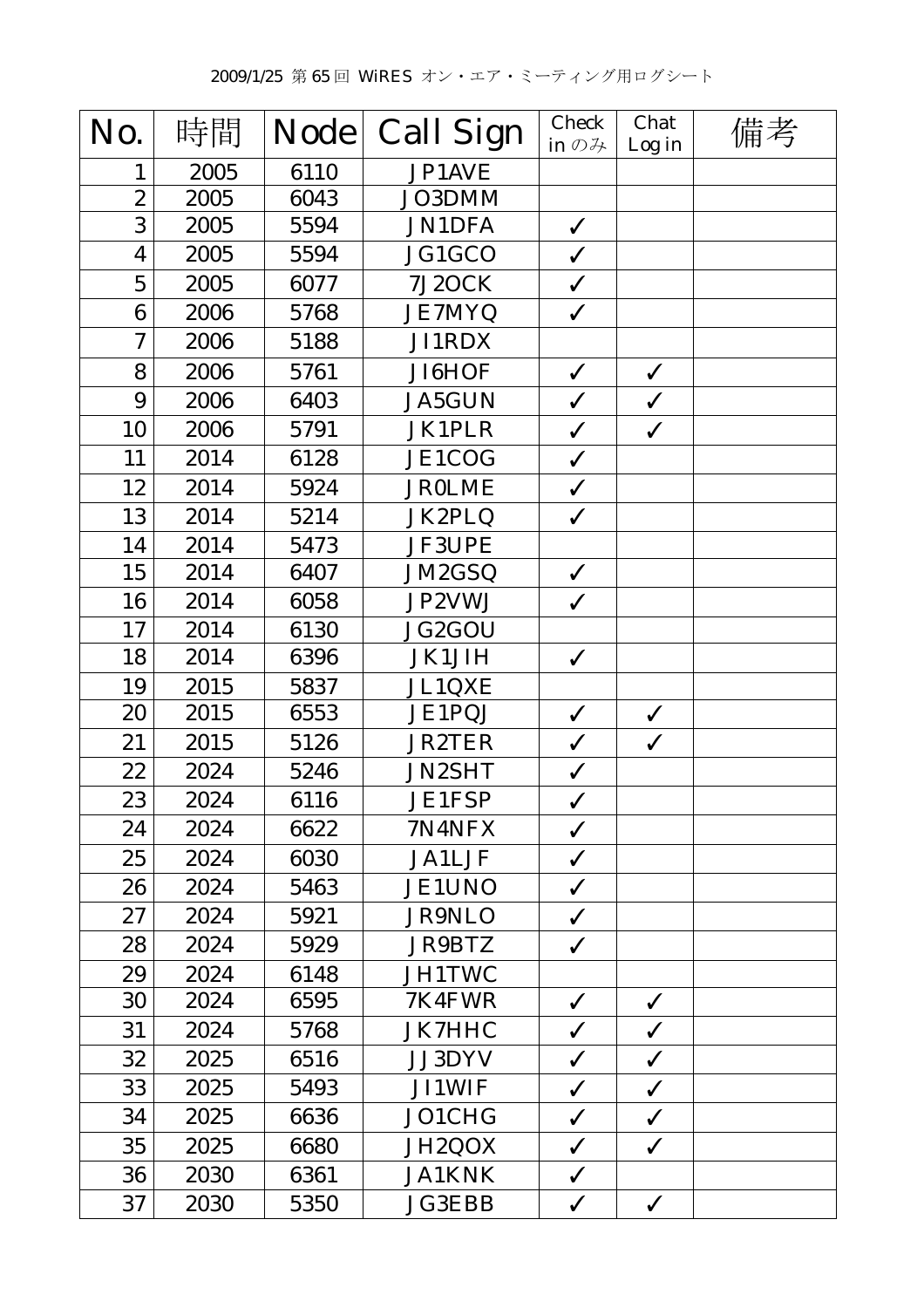2009/1/25 第 65 回 WiRES オン・エアア・ミーティング用ログシート

| No. | 時間 | Node | Call Sign | Check in のみ | Chat Log in | 備考 |
|---|---|---|---|---|---|---|
| 1 | 2005 | 6110 | JP1AVE | | | |
| 2 | 2005 | 6043 | JO3DMM | | | |
| 3 | 2005 | 5594 | JN1DFA | ✓ | | |
| 4 | 2005 | 5594 | JG1GCO | ✓ | | |
| 5 | 2005 | 6077 | 7J2OCK | ✓ | | |
| 6 | 2006 | 5768 | JE7MYQ | ✓ | | |
| 7 | 2006 | 5188 | JI1RDX | | | |
| 8 | 2006 | 5761 | JI6HOF | ✓ | ✓ | |
| 9 | 2006 | 6403 | JA5GUN | ✓ | ✓ | |
| 10 | 2006 | 5791 | JK1PLR | ✓ | ✓ | |
| 11 | 2014 | 6128 | JE1COG | ✓ | | |
| 12 | 2014 | 5924 | JR0LME | ✓ | | |
| 13 | 2014 | 5214 | JK2PLQ | ✓ | | |
| 14 | 2014 | 5473 | JF3UPE | | | |
| 15 | 2014 | 6407 | JM2GSQ | ✓ | | |
| 16 | 2014 | 6058 | JP2VWJ | ✓ | | |
| 17 | 2014 | 6130 | JG2GOU | | | |
| 18 | 2014 | 6396 | JK1JIH | ✓ | | |
| 19 | 2015 | 5837 | JL1QXE | | | |
| 20 | 2015 | 6553 | JE1PQJ | ✓ | ✓ | |
| 21 | 2015 | 5126 | JR2TER | ✓ | ✓ | |
| 22 | 2024 | 5246 | JN2SHT | ✓ | | |
| 23 | 2024 | 6116 | JE1FSP | ✓ | | |
| 24 | 2024 | 6622 | 7N4NFX | ✓ | | |
| 25 | 2024 | 6030 | JA1LJF | ✓ | | |
| 26 | 2024 | 5463 | JE1UNO | ✓ | | |
| 27 | 2024 | 5921 | JR9NLO | ✓ | | |
| 28 | 2024 | 5929 | JR9BTZ | ✓ | | |
| 29 | 2024 | 6148 | JH1TWC | | | |
| 30 | 2024 | 6595 | 7K4FWR | ✓ | ✓ | |
| 31 | 2024 | 5768 | JK7HHC | ✓ | ✓ | |
| 32 | 2025 | 6516 | JJ3DYV | ✓ | ✓ | |
| 33 | 2025 | 5493 | JI1WIF | ✓ | ✓ | |
| 34 | 2025 | 6636 | JO1CHG | ✓ | ✓ | |
| 35 | 2025 | 6680 | JH2QOX | ✓ | ✓ | |
| 36 | 2030 | 6361 | JA1KNK | ✓ | | |
| 37 | 2030 | 5350 | JG3EBB | ✓ | ✓ | |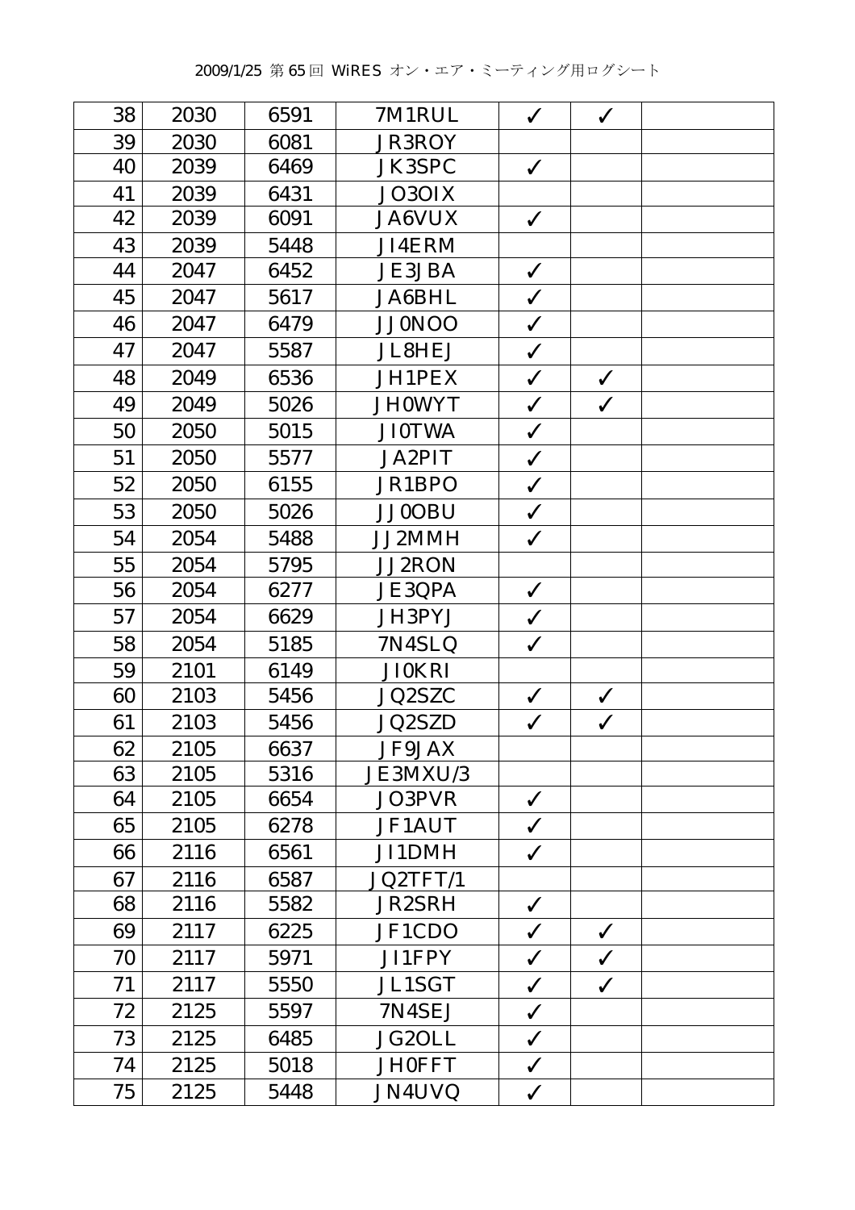2009/1/25 第65回 WiRES オン・エア・ミーティング用ログシート

| | | | | | | |
|---|---|---|---|---|---|---|
| 38 | 2030 | 6591 | 7M1RUL | ✓ | ✓ | |
| 39 | 2030 | 6081 | JR3ROY | | | |
| 40 | 2039 | 6469 | JK3SPC | ✓ | | |
| 41 | 2039 | 6431 | JO3OIX | | | |
| 42 | 2039 | 6091 | JA6VUX | ✓ | | |
| 43 | 2039 | 5448 | JI4ERM | | | |
| 44 | 2047 | 6452 | JE3JBA | ✓ | | |
| 45 | 2047 | 5617 | JA6BHL | ✓ | | |
| 46 | 2047 | 6479 | JJ0NOO | ✓ | | |
| 47 | 2047 | 5587 | JL8HEJ | ✓ | | |
| 48 | 2049 | 6536 | JH1PEX | ✓ | ✓ | |
| 49 | 2049 | 5026 | JH0WYT | ✓ | ✓ | |
| 50 | 2050 | 5015 | JI0TWA | ✓ | | |
| 51 | 2050 | 5577 | JA2PIT | ✓ | | |
| 52 | 2050 | 6155 | JR1BPO | ✓ | | |
| 53 | 2050 | 5026 | JJ0OBU | ✓ | | |
| 54 | 2054 | 5488 | JJ2MMH | ✓ | | |
| 55 | 2054 | 5795 | JJ2RON | | | |
| 56 | 2054 | 6277 | JE3QPA | ✓ | | |
| 57 | 2054 | 6629 | JH3PYJ | ✓ | | |
| 58 | 2054 | 5185 | 7N4SLQ | ✓ | | |
| 59 | 2101 | 6149 | JI0KRI | | | |
| 60 | 2103 | 5456 | JQ2SZC | ✓ | ✓ | |
| 61 | 2103 | 5456 | JQ2SZD | ✓ | ✓ | |
| 62 | 2105 | 6637 | JF9JAX | | | |
| 63 | 2105 | 5316 | JE3MXU/3 | | | |
| 64 | 2105 | 6654 | JO3PVR | ✓ | | |
| 65 | 2105 | 6278 | JF1AUT | ✓ | | |
| 66 | 2116 | 6561 | JI1DMH | ✓ | | |
| 67 | 2116 | 6587 | JQ2TFT/1 | | | |
| 68 | 2116 | 5582 | JR2SRH | ✓ | | |
| 69 | 2117 | 6225 | JF1CDO | ✓ | ✓ | |
| 70 | 2117 | 5971 | JI1FPY | ✓ | ✓ | |
| 71 | 2117 | 5550 | JL1SGT | ✓ | ✓ | |
| 72 | 2125 | 5597 | 7N4SEJ | ✓ | | |
| 73 | 2125 | 6485 | JG2OLL | ✓ | | |
| 74 | 2125 | 5018 | JH0FFT | ✓ | | |
| 75 | 2125 | 5448 | JN4UVQ | ✓ | | |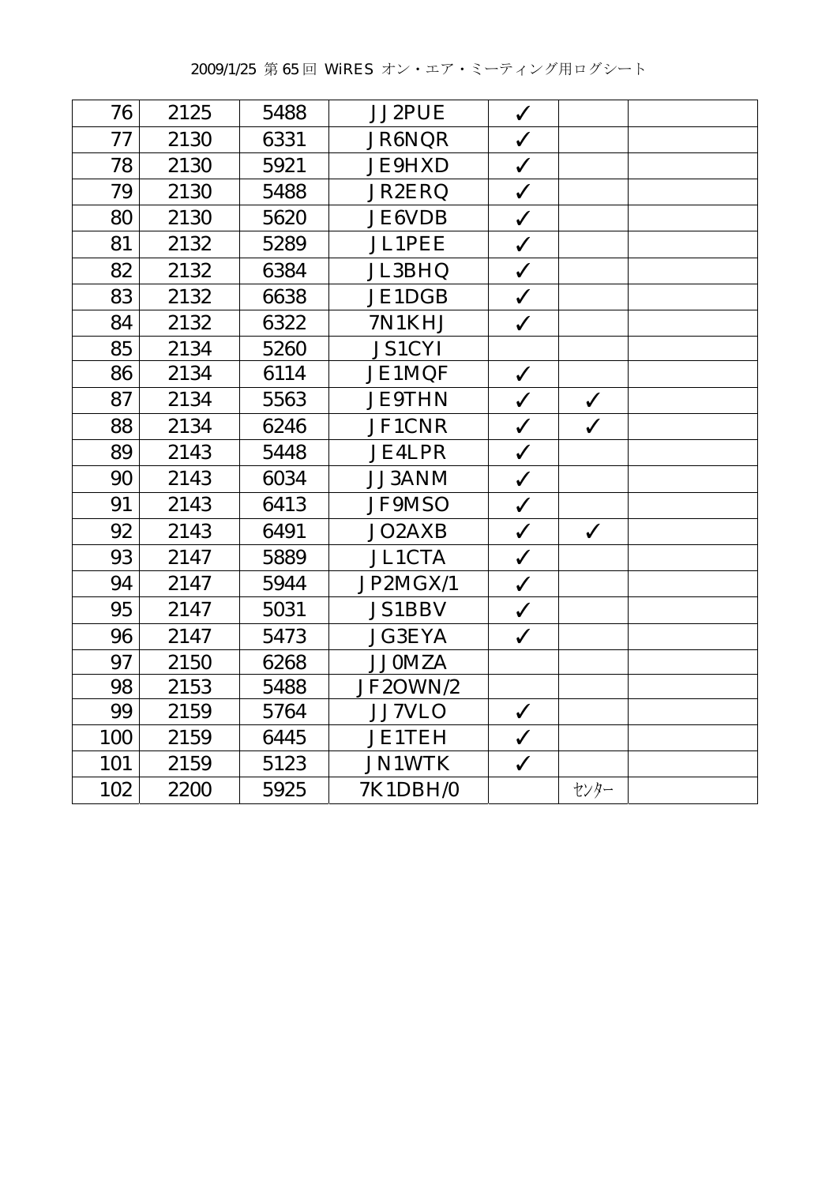| | | | | | | |
|---|---|---|---|---|---|---|
| 76 | 2125 | 5488 | JJ2PUE | ✓ | | |
| 77 | 2130 | 6331 | JR6NQR | ✓ | | |
| 78 | 2130 | 5921 | JE9HXD | ✓ | | |
| 79 | 2130 | 5488 | JR2ERQ | ✓ | | |
| 80 | 2130 | 5620 | JE6VDB | ✓ | | |
| 81 | 2132 | 5289 | JL1PEE | ✓ | | |
| 82 | 2132 | 6384 | JL3BHQ | ✓ | | |
| 83 | 2132 | 6638 | JE1DGB | ✓ | | |
| 84 | 2132 | 6322 | 7N1KHJ | ✓ | | |
| 85 | 2134 | 5260 | JS1CYI | | | |
| 86 | 2134 | 6114 | JE1MQF | ✓ | | |
| 87 | 2134 | 5563 | JE9THN | ✓ | ✓ | |
| 88 | 2134 | 6246 | JF1CNR | ✓ | ✓ | |
| 89 | 2143 | 5448 | JE4LPR | ✓ | | |
| 90 | 2143 | 6034 | JJ3ANM | ✓ | | |
| 91 | 2143 | 6413 | JF9MSO | ✓ | | |
| 92 | 2143 | 6491 | JO2AXB | ✓ | ✓ | |
| 93 | 2147 | 5889 | JL1CTA | ✓ | | |
| 94 | 2147 | 5944 | JP2MGX/1 | ✓ | | |
| 95 | 2147 | 5031 | JS1BBV | ✓ | | |
| 96 | 2147 | 5473 | JG3EYA | ✓ | | |
| 97 | 2150 | 6268 | JJ0MZA | | | |
| 98 | 2153 | 5488 | JF2OWN/2 | | | |
| 99 | 2159 | 5764 | JJ7VLO | ✓ | | |
| 100 | 2159 | 6445 | JE1TEH | ✓ | | |
| 101 | 2159 | 5123 | JN1WTK | ✓ | | |
| 102 | 2200 | 5925 | 7K1DBH/0 | | ｾﾝﾀｰ | |